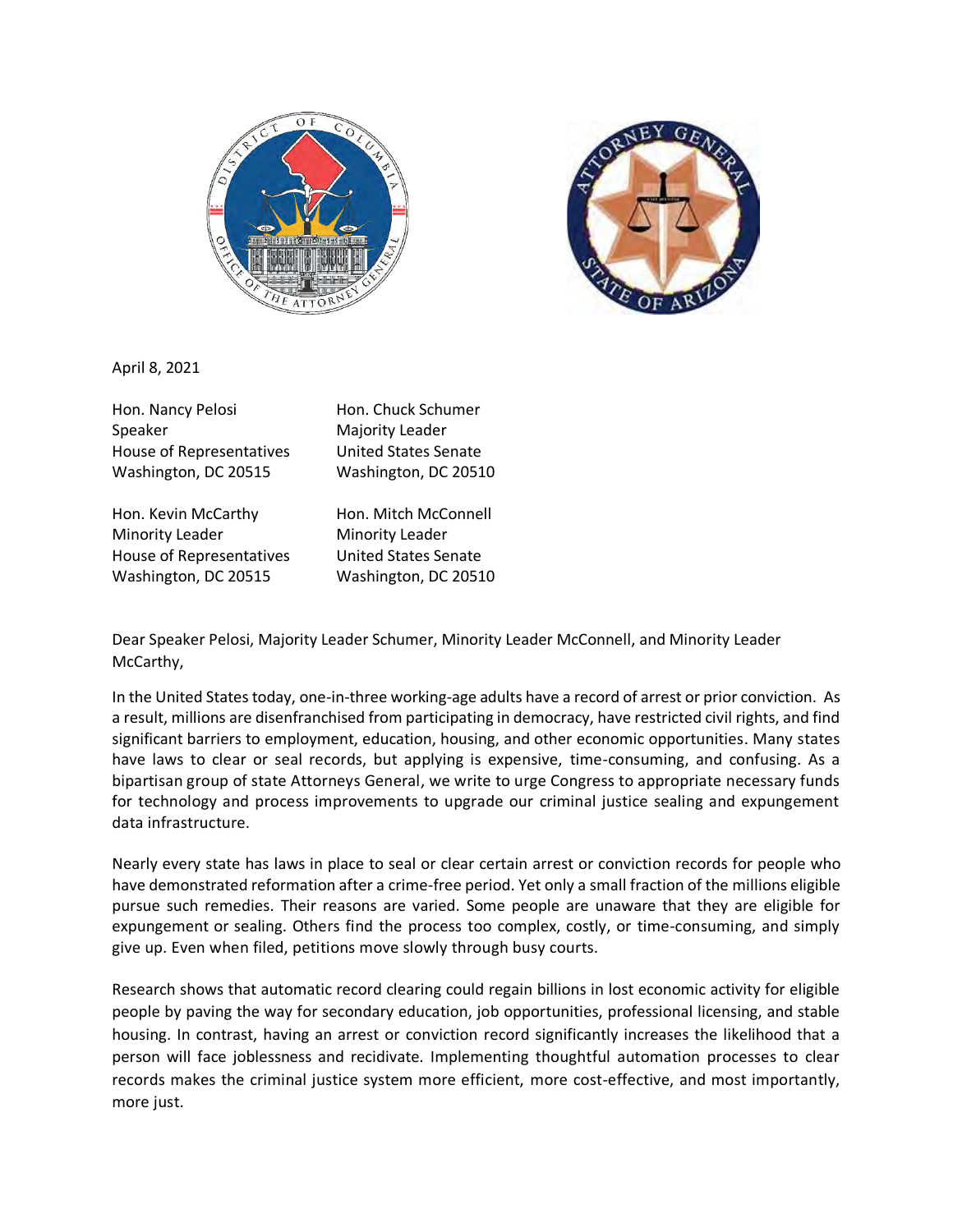April 8, 2021

| | |
|---|---|
| Hon. Nancy Pelosi<br>Speaker<br>House of Representatives<br>Washington, DC 20515 | Hon. Chuck Schumer<br>Majority Leader<br>United States Senate<br>Washington, DC 20510 |
| Hon. Kevin McCarthy<br>Minority Leader<br>House of Representatives<br>Washington, DC 20515 | Hon. Mitch McConnell<br>Minority Leader<br>United States Senate<br>Washington, DC 20510 |

Dear Speaker Pelosi, Majority Leader Schumer, Minority Leader McConnell, and Minority Leader McCarthy,

In the United States today, one-in-three working-age adults have a record of arrest or prior conviction. As a result, millions are disenfranchised from participating in democracy, have restricted civil rights, and find significant barriers to employment, education, housing, and other economic opportunities. Many states have laws to clear or seal records, but applying is expensive, time-consuming, and confusing. As a bipartisan group of state Attorneys General, we write to urge Congress to appropriate necessary funds for technology and process improvements to upgrade our criminal justice sealing and expungement data infrastructure.

Nearly every state has laws in place to seal or clear certain arrest or conviction records for people who have demonstrated reformation after a crime-free period. Yet only a small fraction of the millions eligible pursue such remedies. Their reasons are varied. Some people are unaware that they are eligible for expungement or sealing. Others find the process too complex, costly, or time-consuming, and simply give up. Even when filed, petitions move slowly through busy courts.

Research shows that automatic record clearing could regain billions in lost economic activity for eligible people by paving the way for secondary education, job opportunities, professional licensing, and stable housing. In contrast, having an arrest or conviction record significantly increases the likelihood that a person will face joblessness and recidivate. Implementing thoughtful automation processes to clear records makes the criminal justice system more efficient, more cost-effective, and most importantly, more just.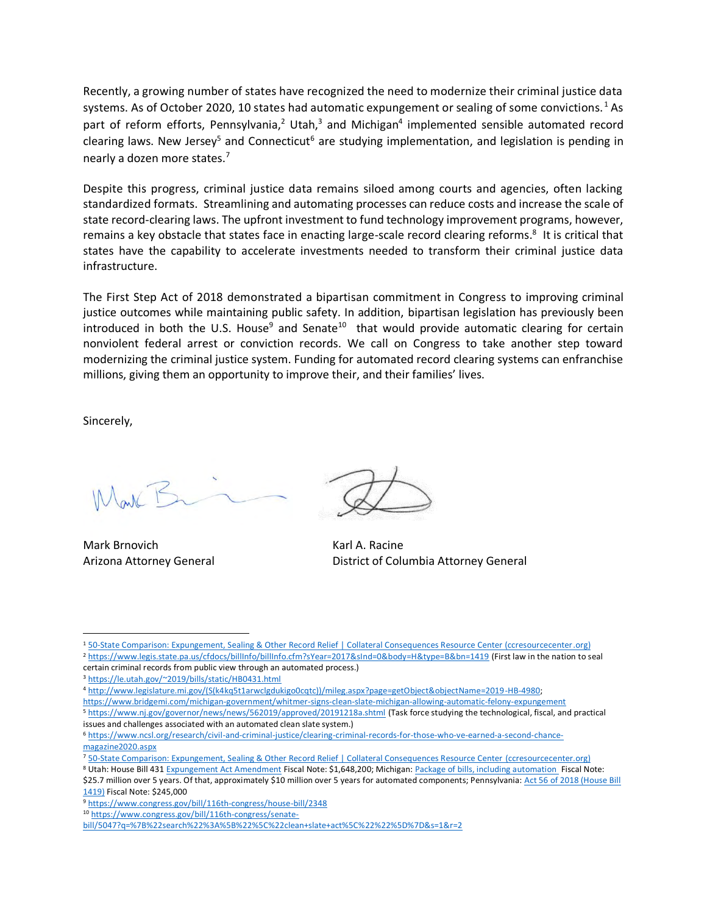Recently, a growing number of states have recognized the need to modernize their criminal justice data systems. As of October 2020, 10 states had automatic expungement or sealing of some convictions.[1] As part of reform efforts, Pennsylvania,[2] Utah,[3] and Michigan[4] implemented sensible automated record clearing laws. New Jersey[5] and Connecticut[6] are studying implementation, and legislation is pending in nearly a dozen more states.[7]

Despite this progress, criminal justice data remains siloed among courts and agencies, often lacking standardized formats. Streamlining and automating processes can reduce costs and increase the scale of state record-clearing laws. The upfront investment to fund technology improvement programs, however, remains a key obstacle that states face in enacting large-scale record clearing reforms.[8] It is critical that states have the capability to accelerate investments needed to transform their criminal justice data infrastructure.

The First Step Act of 2018 demonstrated a bipartisan commitment in Congress to improving criminal justice outcomes while maintaining public safety. In addition, bipartisan legislation has previously been introduced in both the U.S. House[9] and Senate[10] that would provide automatic clearing for certain nonviolent federal arrest or conviction records. We call on Congress to take another step toward modernizing the criminal justice system. Funding for automated record clearing systems can enfranchise millions, giving them an opportunity to improve their, and their families' lives.

Sincerely,

Mark Brnovich
Arizona Attorney General

Karl A. Racine
District of Columbia Attorney General

---

[1] 50-State Comparison: Expungement, Sealing & Other Record Relief | Collateral Consequences Resource Center (ccresourcecenter.org)

[2] https://www.legis.state.pa.us/cfdocs/billInfo/billInfo.cfm?sYear=2017&sInd=0&body=H&type=B&bn=1419 (First law in the nation to seal certain criminal records from public view through an automated process.)

[3] https://le.utah.gov/~2019/bills/static/HB0431.html

[4] http://www.legislature.mi.gov/(S(k4kq5t1arwclgdukigo0cqtc))/mileg.aspx?page=getObject&objectName=2019-HB-4980; https://www.bridgemi.com/michigan-government/whitmer-signs-clean-slate-michigan-allowing-automatic-felony-expungement

[5] https://www.nj.gov/governor/news/news/562019/approved/20191218a.shtml (Task force studying the technological, fiscal, and practical issues and challenges associated with an automated clean slate system.)

[6] https://www.ncsl.org/research/civil-and-criminal-justice/clearing-criminal-records-for-those-who-ve-earned-a-second-chance-magazine2020.aspx

[7] 50-State Comparison: Expungement, Sealing & Other Record Relief | Collateral Consequences Resource Center (ccresourcecenter.org)

[8] Utah: House Bill 431 Expungement Act Amendment Fiscal Note: $1,648,200; Michigan: Package of bills, including automation Fiscal Note: $25.7 million over 5 years. Of that, approximately $10 million over 5 years for automated components; Pennsylvania: Act 56 of 2018 (House Bill 1419) Fiscal Note: $245,000

[9] https://www.congress.gov/bill/116th-congress/house-bill/2348

[10] https://www.congress.gov/bill/116th-congress/senate-bill/5047?q=%7B%22search%22%3A%5B%22%5C%22clean+slate+act%5C%22%22%5D%7D&s=1&r=2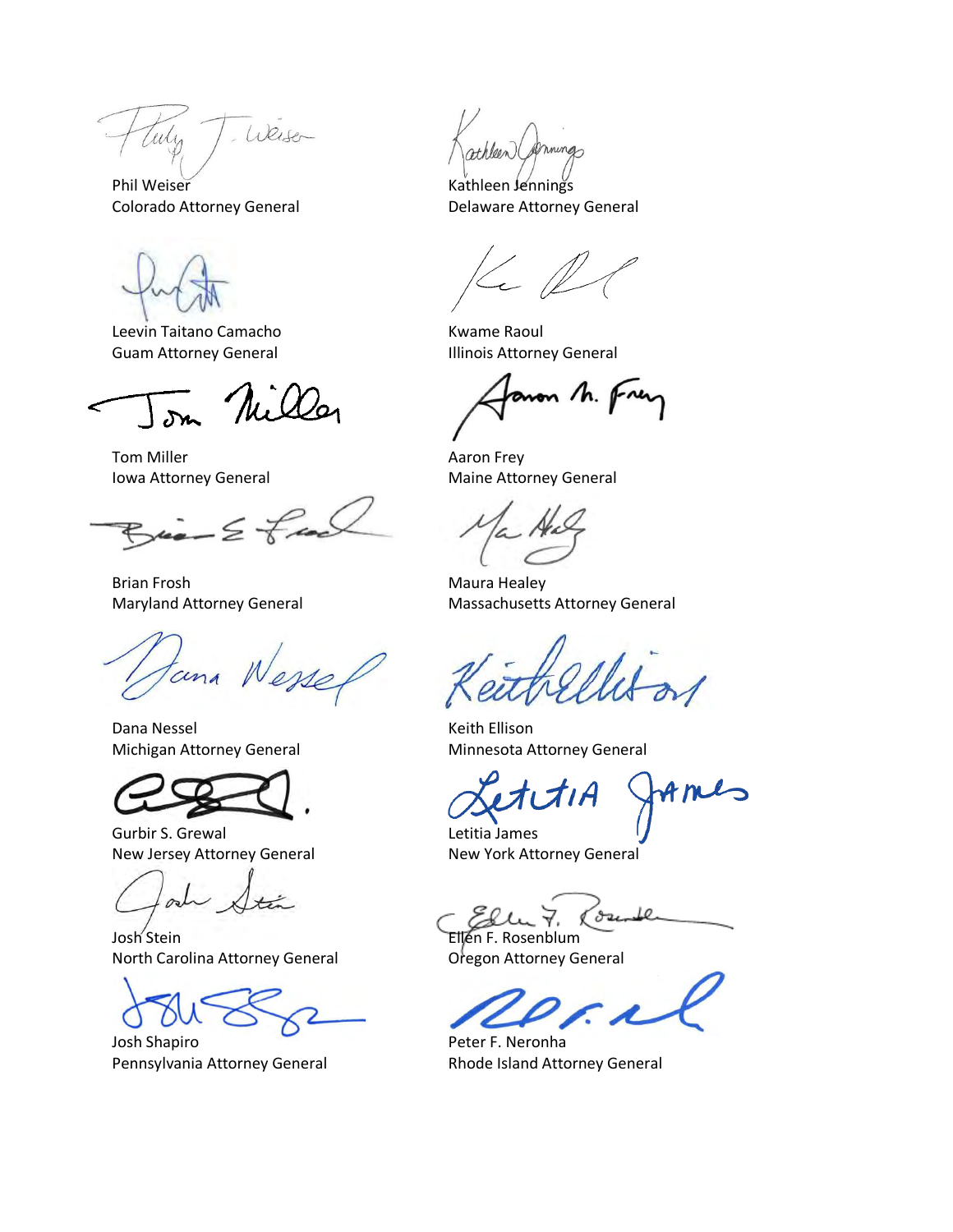Phil Weiser
Colorado Attorney General

Kathleen Jennings
Delaware Attorney General

Leevin Taitano Camacho
Guam Attorney General

Kwame Raoul
Illinois Attorney General

Tom Miller
Iowa Attorney General

Aaron Frey
Maine Attorney General

Brian Frosh
Maryland Attorney General

Maura Healey
Massachusetts Attorney General

Dana Nessel
Michigan Attorney General

Keith Ellison
Minnesota Attorney General

Gurbir S. Grewal
New Jersey Attorney General

Letitia James
New York Attorney General

Josh Stein
North Carolina Attorney General

Ellen F. Rosenblum
Oregon Attorney General

Josh Shapiro
Pennsylvania Attorney General

Peter F. Neronha
Rhode Island Attorney General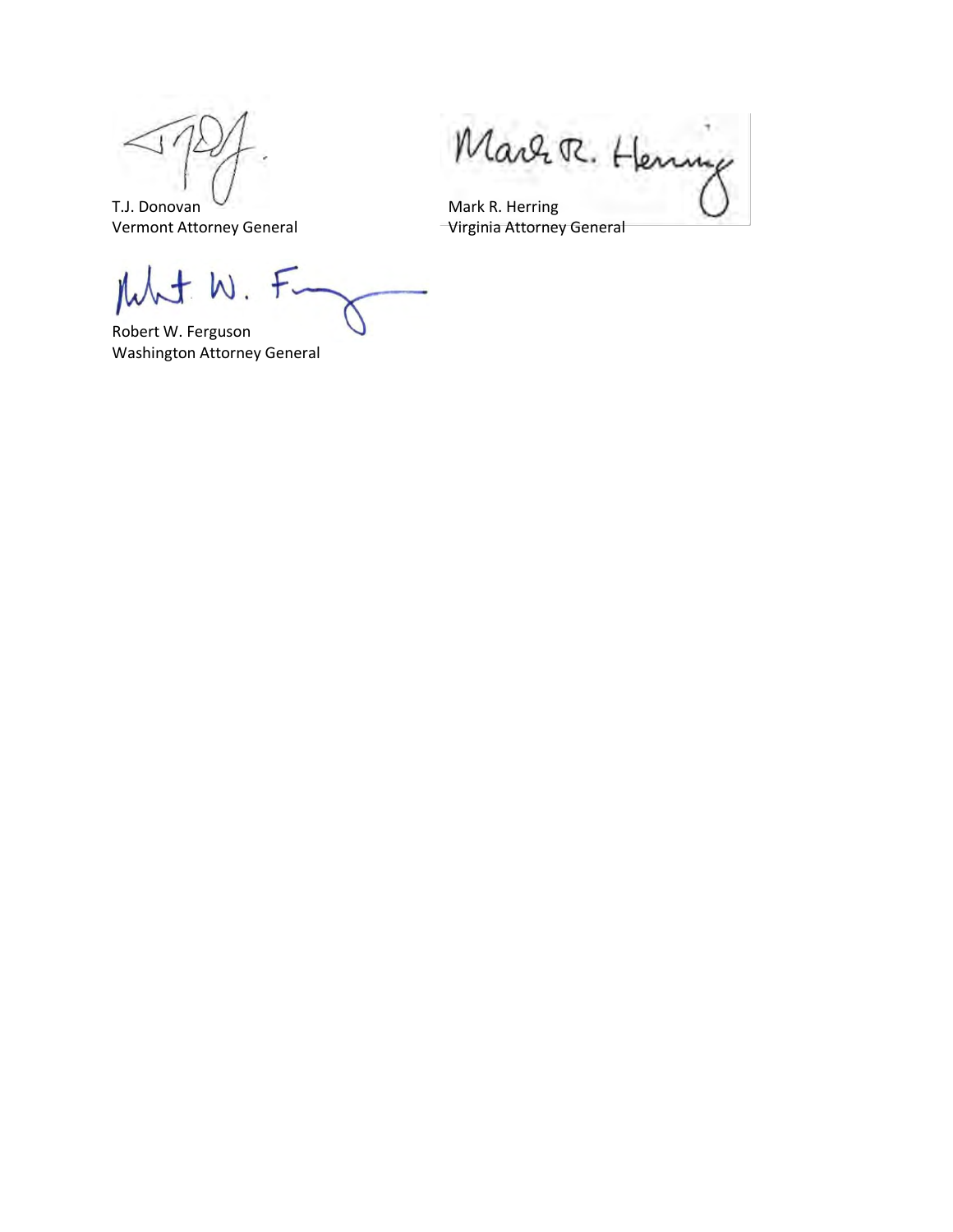T.J. Donovan
Vermont Attorney General

Mark R. Herring
Virginia Attorney General

Robert W. Ferguson
Washington Attorney General